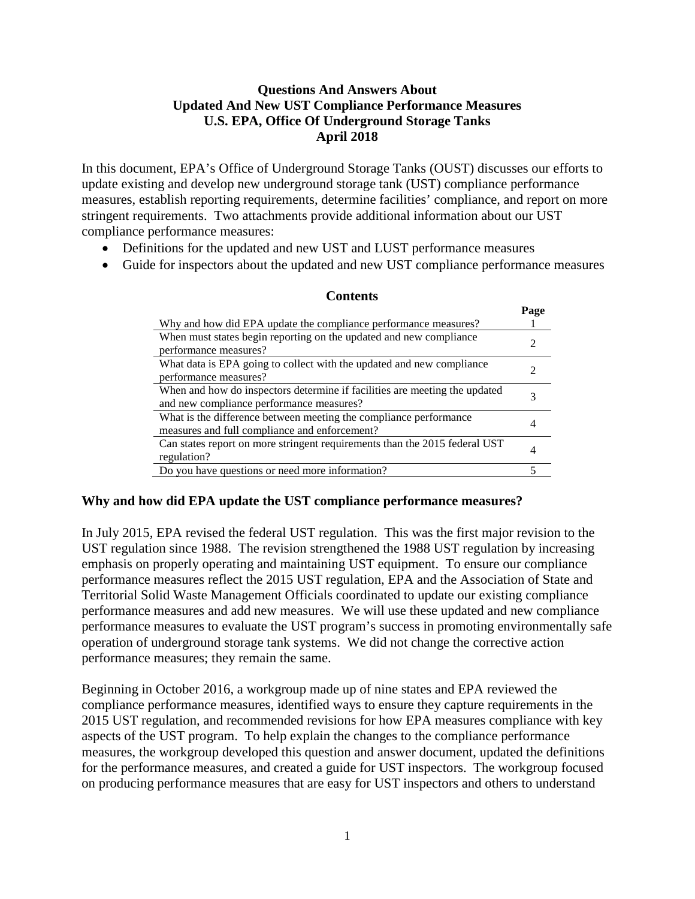# Questions And Answers About Updated And New UST Compliance Performance Measures U.S. EPA, Office Of Underground Storage Tanks April 2018

In this document, EPA's Office of Underground Storage Tanks (OUST) discusses our efforts to update existing and develop new underground storage tank (UST) compliance performance measures, establish reporting requirements, determine facilities' compliance, and report on more stringent requirements. Two attachments provide additional information about our UST compliance performance measures:

- Definitions for the updated and new UST and LUST performance measures
- Guide for inspectors about the updated and new UST compliance performance measures

**Contents**

| | Page |
|---|---|
| Why and how did EPA update the compliance performance measures? | 1 |
| When must states begin reporting on the updated and new compliance performance measures? | 2 |
| What data is EPA going to collect with the updated and new compliance performance measures? | 2 |
| When and how do inspectors determine if facilities are meeting the updated and new compliance performance measures? | 3 |
| What is the difference between meeting the compliance performance measures and full compliance and enforcement? | 4 |
| Can states report on more stringent requirements than the 2015 federal UST regulation? | 4 |
| Do you have questions or need more information? | 5 |

## Why and how did EPA update the UST compliance performance measures?

In July 2015, EPA revised the federal UST regulation. This was the first major revision to the UST regulation since 1988. The revision strengthened the 1988 UST regulation by increasing emphasis on properly operating and maintaining UST equipment. To ensure our compliance performance measures reflect the 2015 UST regulation, EPA and the Association of State and Territorial Solid Waste Management Officials coordinated to update our existing compliance performance measures and add new measures. We will use these updated and new compliance performance measures to evaluate the UST program's success in promoting environmentally safe operation of underground storage tank systems. We did not change the corrective action performance measures; they remain the same.

Beginning in October 2016, a workgroup made up of nine states and EPA reviewed the compliance performance measures, identified ways to ensure they capture requirements in the 2015 UST regulation, and recommended revisions for how EPA measures compliance with key aspects of the UST program. To help explain the changes to the compliance performance measures, the workgroup developed this question and answer document, updated the definitions for the performance measures, and created a guide for UST inspectors. The workgroup focused on producing performance measures that are easy for UST inspectors and others to understand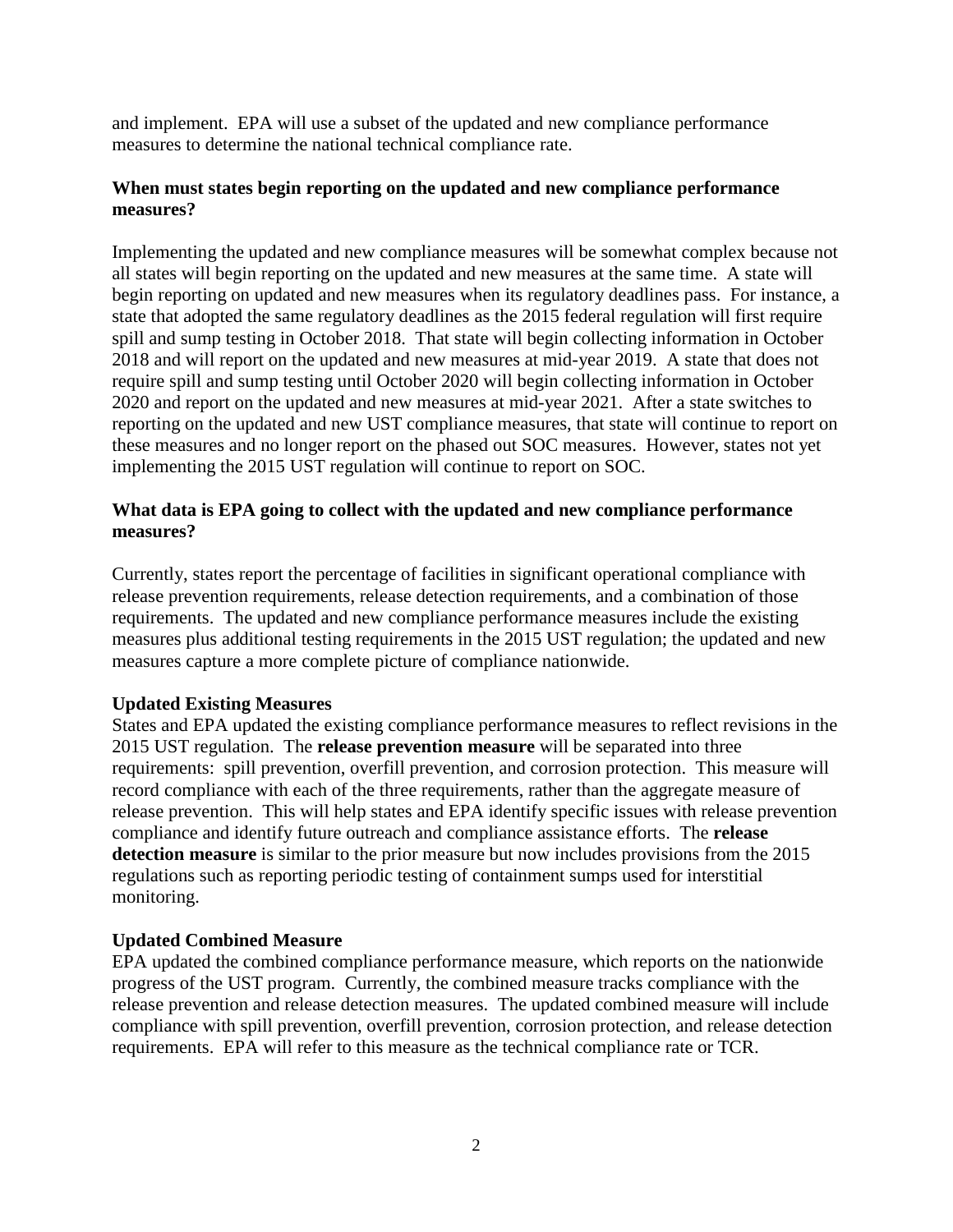and implement. EPA will use a subset of the updated and new compliance performance measures to determine the national technical compliance rate.

**When must states begin reporting on the updated and new compliance performance measures?**

Implementing the updated and new compliance measures will be somewhat complex because not all states will begin reporting on the updated and new measures at the same time. A state will begin reporting on updated and new measures when its regulatory deadlines pass. For instance, a state that adopted the same regulatory deadlines as the 2015 federal regulation will first require spill and sump testing in October 2018. That state will begin collecting information in October 2018 and will report on the updated and new measures at mid-year 2019. A state that does not require spill and sump testing until October 2020 will begin collecting information in October 2020 and report on the updated and new measures at mid-year 2021. After a state switches to reporting on the updated and new UST compliance measures, that state will continue to report on these measures and no longer report on the phased out SOC measures. However, states not yet implementing the 2015 UST regulation will continue to report on SOC.

**What data is EPA going to collect with the updated and new compliance performance measures?**

Currently, states report the percentage of facilities in significant operational compliance with release prevention requirements, release detection requirements, and a combination of those requirements. The updated and new compliance performance measures include the existing measures plus additional testing requirements in the 2015 UST regulation; the updated and new measures capture a more complete picture of compliance nationwide.

**Updated Existing Measures**

States and EPA updated the existing compliance performance measures to reflect revisions in the 2015 UST regulation. The **release prevention measure** will be separated into three requirements: spill prevention, overfill prevention, and corrosion protection. This measure will record compliance with each of the three requirements, rather than the aggregate measure of release prevention. This will help states and EPA identify specific issues with release prevention compliance and identify future outreach and compliance assistance efforts. The **release detection measure** is similar to the prior measure but now includes provisions from the 2015 regulations such as reporting periodic testing of containment sumps used for interstitial monitoring.

**Updated Combined Measure**

EPA updated the combined compliance performance measure, which reports on the nationwide progress of the UST program. Currently, the combined measure tracks compliance with the release prevention and release detection measures. The updated combined measure will include compliance with spill prevention, overfill prevention, corrosion protection, and release detection requirements. EPA will refer to this measure as the technical compliance rate or TCR.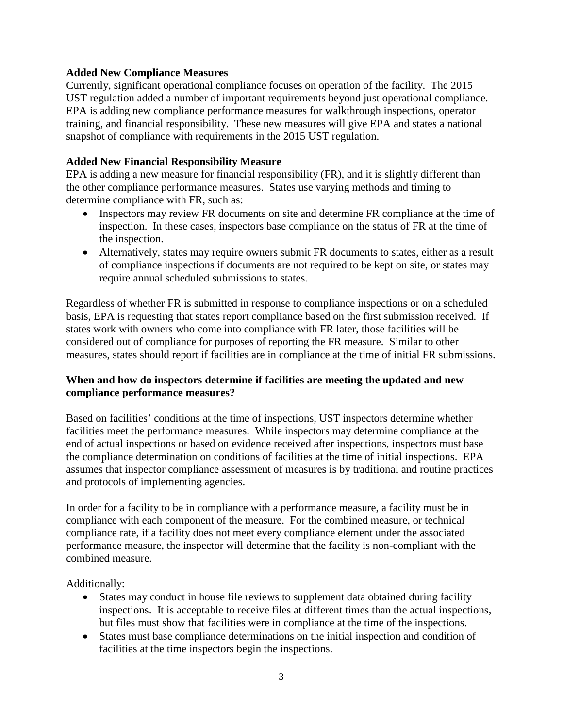**Added New Compliance Measures**

Currently, significant operational compliance focuses on operation of the facility. The 2015 UST regulation added a number of important requirements beyond just operational compliance. EPA is adding new compliance performance measures for walkthrough inspections, operator training, and financial responsibility. These new measures will give EPA and states a national snapshot of compliance with requirements in the 2015 UST regulation.

**Added New Financial Responsibility Measure**

EPA is adding a new measure for financial responsibility (FR), and it is slightly different than the other compliance performance measures. States use varying methods and timing to determine compliance with FR, such as:

- Inspectors may review FR documents on site and determine FR compliance at the time of inspection. In these cases, inspectors base compliance on the status of FR at the time of the inspection.
- Alternatively, states may require owners submit FR documents to states, either as a result of compliance inspections if documents are not required to be kept on site, or states may require annual scheduled submissions to states.

Regardless of whether FR is submitted in response to compliance inspections or on a scheduled basis, EPA is requesting that states report compliance based on the first submission received. If states work with owners who come into compliance with FR later, those facilities will be considered out of compliance for purposes of reporting the FR measure. Similar to other measures, states should report if facilities are in compliance at the time of initial FR submissions.

**When and how do inspectors determine if facilities are meeting the updated and new compliance performance measures?**

Based on facilities' conditions at the time of inspections, UST inspectors determine whether facilities meet the performance measures. While inspectors may determine compliance at the end of actual inspections or based on evidence received after inspections, inspectors must base the compliance determination on conditions of facilities at the time of initial inspections. EPA assumes that inspector compliance assessment of measures is by traditional and routine practices and protocols of implementing agencies.

In order for a facility to be in compliance with a performance measure, a facility must be in compliance with each component of the measure. For the combined measure, or technical compliance rate, if a facility does not meet every compliance element under the associated performance measure, the inspector will determine that the facility is non-compliant with the combined measure.

Additionally:

- States may conduct in house file reviews to supplement data obtained during facility inspections. It is acceptable to receive files at different times than the actual inspections, but files must show that facilities were in compliance at the time of the inspections.
- States must base compliance determinations on the initial inspection and condition of facilities at the time inspectors begin the inspections.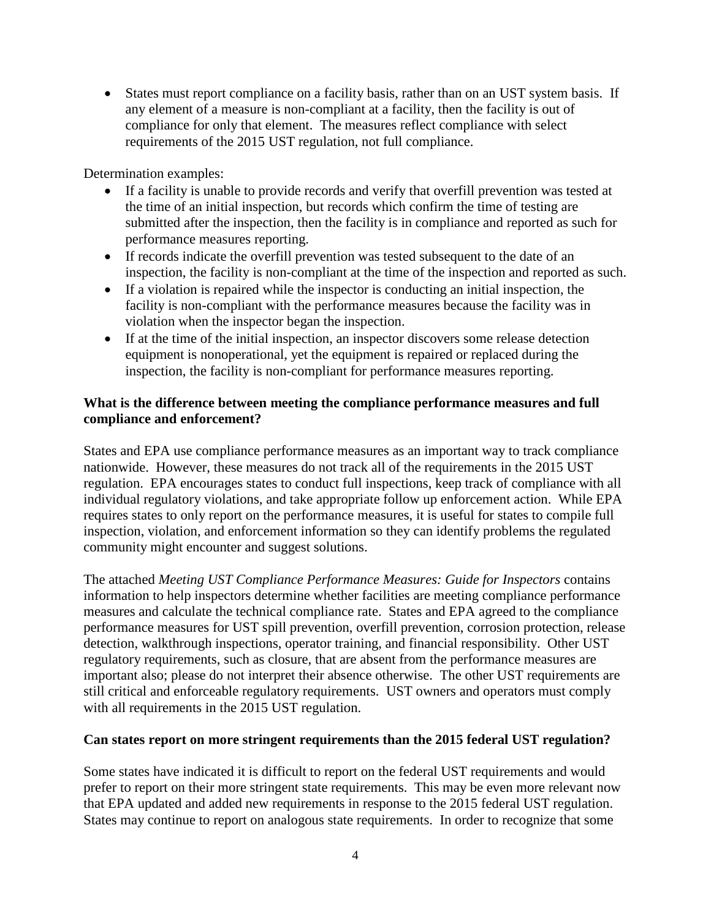- States must report compliance on a facility basis, rather than on an UST system basis. If any element of a measure is non-compliant at a facility, then the facility is out of compliance for only that element. The measures reflect compliance with select requirements of the 2015 UST regulation, not full compliance.

Determination examples:

- If a facility is unable to provide records and verify that overfill prevention was tested at the time of an initial inspection, but records which confirm the time of testing are submitted after the inspection, then the facility is in compliance and reported as such for performance measures reporting.
- If records indicate the overfill prevention was tested subsequent to the date of an inspection, the facility is non-compliant at the time of the inspection and reported as such.
- If a violation is repaired while the inspector is conducting an initial inspection, the facility is non-compliant with the performance measures because the facility was in violation when the inspector began the inspection.
- If at the time of the initial inspection, an inspector discovers some release detection equipment is nonoperational, yet the equipment is repaired or replaced during the inspection, the facility is non-compliant for performance measures reporting.

**What is the difference between meeting the compliance performance measures and full compliance and enforcement?**

States and EPA use compliance performance measures as an important way to track compliance nationwide. However, these measures do not track all of the requirements in the 2015 UST regulation. EPA encourages states to conduct full inspections, keep track of compliance with all individual regulatory violations, and take appropriate follow up enforcement action. While EPA requires states to only report on the performance measures, it is useful for states to compile full inspection, violation, and enforcement information so they can identify problems the regulated community might encounter and suggest solutions.

The attached *Meeting UST Compliance Performance Measures: Guide for Inspectors* contains information to help inspectors determine whether facilities are meeting compliance performance measures and calculate the technical compliance rate. States and EPA agreed to the compliance performance measures for UST spill prevention, overfill prevention, corrosion protection, release detection, walkthrough inspections, operator training, and financial responsibility. Other UST regulatory requirements, such as closure, that are absent from the performance measures are important also; please do not interpret their absence otherwise. The other UST requirements are still critical and enforceable regulatory requirements. UST owners and operators must comply with all requirements in the 2015 UST regulation.

**Can states report on more stringent requirements than the 2015 federal UST regulation?**

Some states have indicated it is difficult to report on the federal UST requirements and would prefer to report on their more stringent state requirements. This may be even more relevant now that EPA updated and added new requirements in response to the 2015 federal UST regulation. States may continue to report on analogous state requirements. In order to recognize that some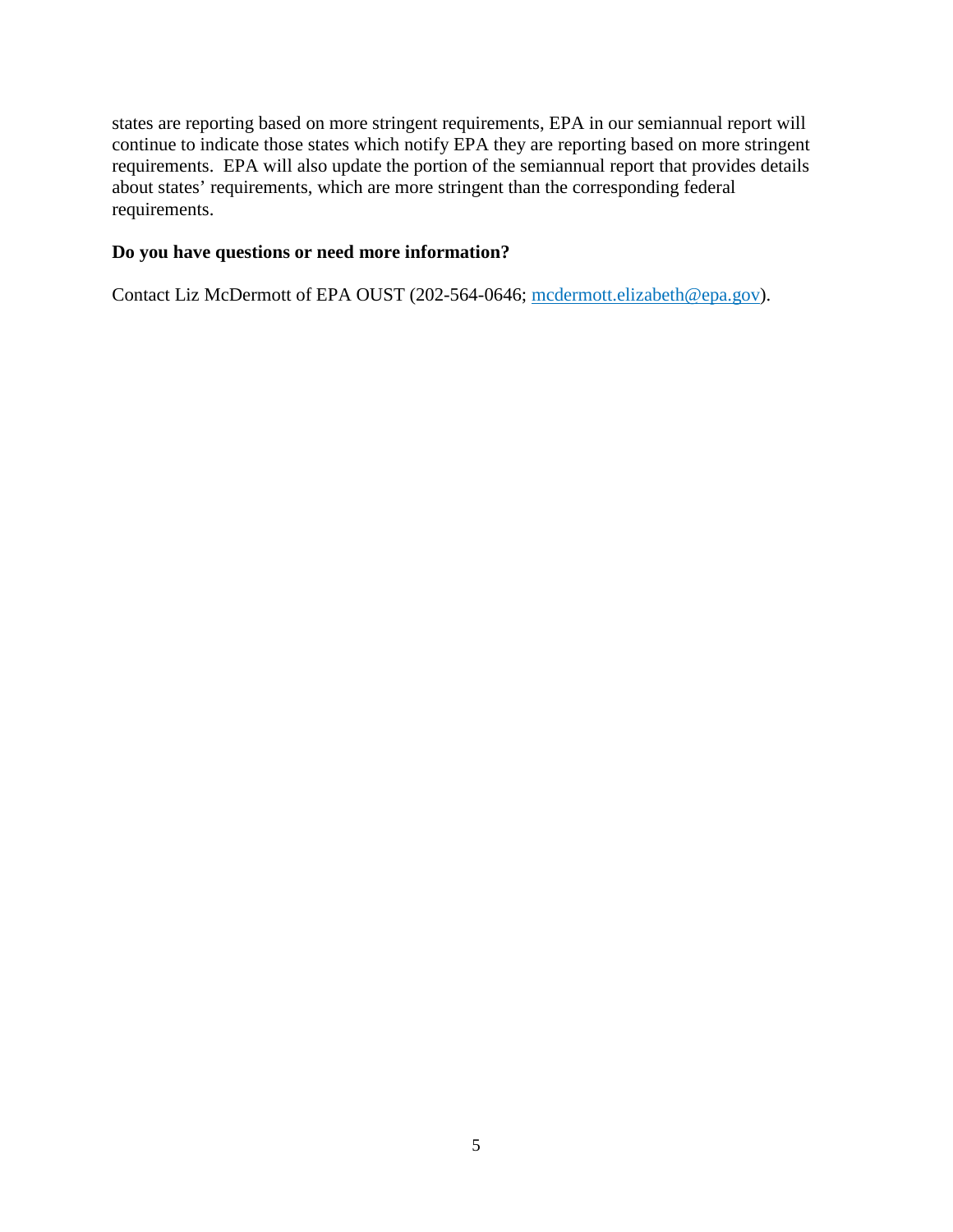states are reporting based on more stringent requirements, EPA in our semiannual report will continue to indicate those states which notify EPA they are reporting based on more stringent requirements. EPA will also update the portion of the semiannual report that provides details about states' requirements, which are more stringent than the corresponding federal requirements.

**Do you have questions or need more information?**

Contact Liz McDermott of EPA OUST (202-564-0646; mcdermott.elizabeth@epa.gov).